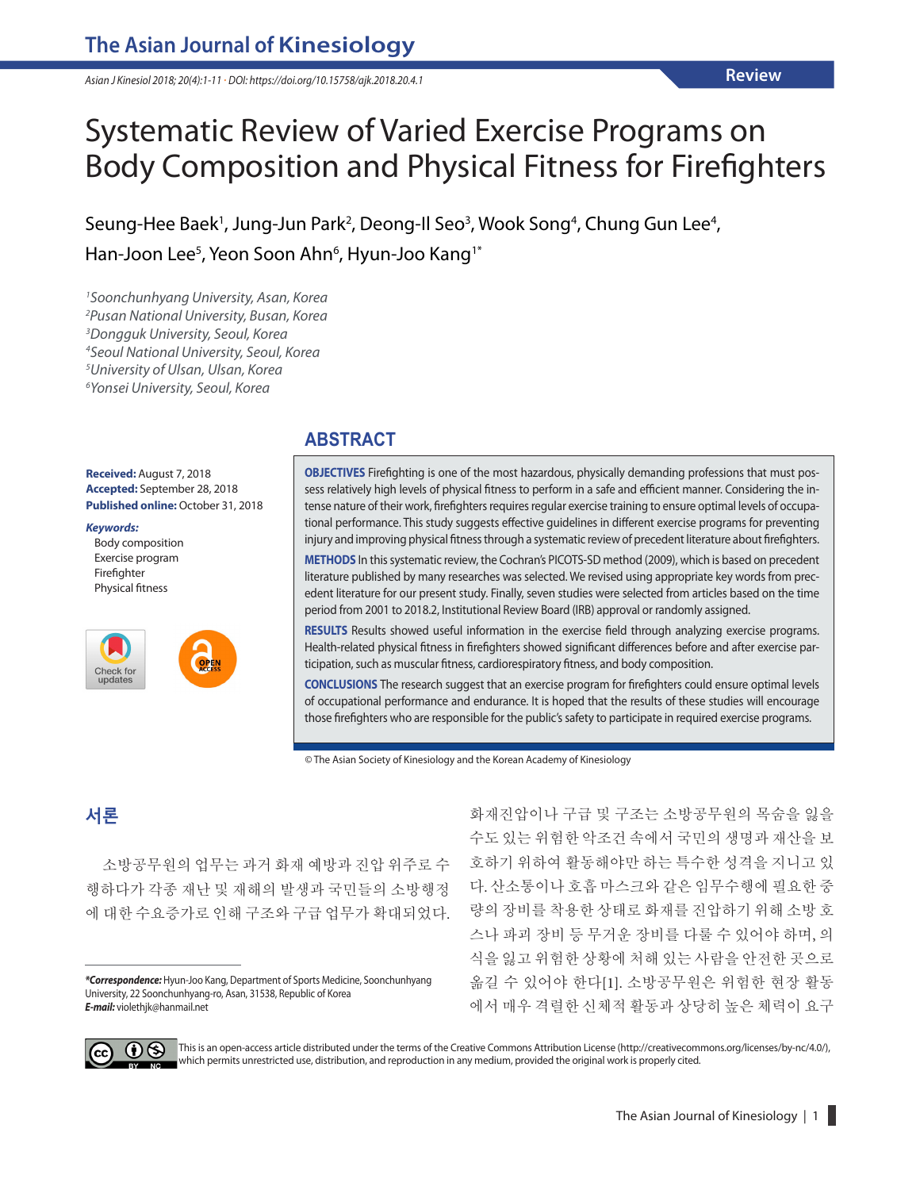Review

# Systematic Review of Varied Exercise Programs on Body Composition and Physical Fitness for Firefighters

Seung-Hee Baek[1], Jung-Jun Park[2], Deong-Il Seo[3], Wook Song[4], Chung Gun Lee[4], Han-Joon Lee[5], Yeon Soon Ahn[6], Hyun-Joo Kang[1*]

*[1]Soonchunhyang University, Asan, Korea*
*[2]Pusan National University, Busan, Korea*
*[3]Dongguk University, Seoul, Korea*
*[4]Seoul National University, Seoul, Korea*
*[5]University of Ulsan, Ulsan, Korea*
*[6]Yonsei University, Seoul, Korea*

**Received:** August 7, 2018
**Accepted:** September 28, 2018
**Published online:** October 31, 2018

***Keywords:***
Body composition
Exercise program
Firefighter
Physical fitness

## ABSTRACT

**OBJECTIVES** Firefighting is one of the most hazardous, physically demanding professions that must possess relatively high levels of physical fitness to perform in a safe and efficient manner. Considering the intense nature of their work, firefighters requires regular exercise training to ensure optimal levels of occupational performance. This study suggests effective guidelines in different exercise programs for preventing injury and improving physical fitness through a systematic review of precedent literature about firefighters.

**METHODS** In this systematic review, the Cochran's PICOTS-SD method (2009), which is based on precedent literature published by many researches was selected. We revised using appropriate key words from precedent literature for our present study. Finally, seven studies were selected from articles based on the time period from 2001 to 2018.2, Institutional Review Board (IRB) approval or randomly assigned.

**RESULTS** Results showed useful information in the exercise field through analyzing exercise programs. Health-related physical fitness in firefighters showed significant differences before and after exercise participation, such as muscular fitness, cardiorespiratory fitness, and body composition.

**CONCLUSIONS** The research suggest that an exercise program for firefighters could ensure optimal levels of occupational performance and endurance. It is hoped that the results of these studies will encourage those firefighters who are responsible for the public's safety to participate in required exercise programs.

© The Asian Society of Kinesiology and the Korean Academy of Kinesiology

## 서론

소방공무원의 업무는 과거 화재 예방과 진압 위주로 수행하다가 각종 재난 및 재해의 발생과 국민들의 소방행정에 대한 수요증가로 인해 구조와 구급 업무가 확대되었다. 화재진압이나 구급 및 구조는 소방공무원의 목숨을 잃을 수도 있는 위험한 악조건 속에서 국민의 생명과 재산을 보호하기 위하여 활동해야만 하는 특수한 성격을 지니고 있다. 산소통이나 호흡 마스크와 같은 임무수행에 필요한 중량의 장비를 착용한 상태로 화재를 진압하기 위해 소방 호스나 파괴 장비 등 무거운 장비를 다룰 수 있어야 하며, 의식을 잃고 위험한 상황에 처해 있는 사람을 안전한 곳으로 옮길 수 있어야 한다[1]. 소방공무원은 위험한 현장 활동에서 매우 격렬한 신체적 활동과 상당히 높은 체력이 요구

***Correspondence:** Hyun-Joo Kang, Department of Sports Medicine, Soonchunhyang University, 22 Soonchunhyang-ro, Asan, 31538, Republic of Korea
***E-mail:*** violethjk@hanmail.net

This is an open-access article distributed under the terms of the Creative Commons Attribution License (http://creativecommons.org/licenses/by-nc/4.0/), which permits unrestricted use, distribution, and reproduction in any medium, provided the original work is properly cited.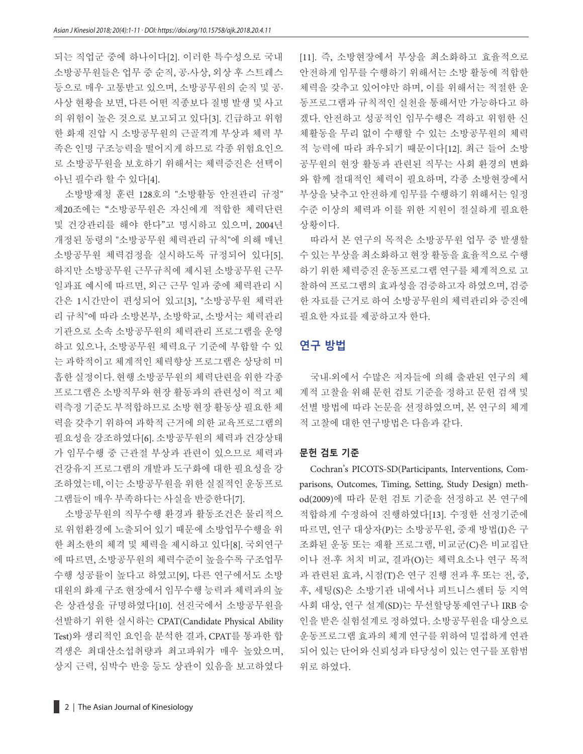되는 직업군 중에 하나이다[2]. 이러한 특수성으로 국내 소방공무원들은 업무 중 순직, 공·사상, 외상 후 스트레스 등으로 매우 고통받고 있으며, 소방공무원의 순직 및 공·사상 현황을 보면, 다른 어떤 직종보다 질병 발생 및 사고의 위험이 높은 것으로 보고되고 있다[3]. 긴급하고 위험한 화재 진압 시 소방공무원의 근골격계 부상과 체력 부족은 인명 구조능력을 떨어지게 하므로 각종 위험요인으로 소방공무원을 보호하기 위해서는 체력증진은 선택이 아닌 필수라 할 수 있다[4].

소방방재청 훈련 128호의 "소방활동 안전관리 규정" 제20조에는 "소방공무원은 자신에게 적합한 체력단련 및 건강관리를 해야 한다"고 명시하고 있으며, 2004년 개정된 동령의 "소방공무원 체력관리 규칙"에 의해 매년 소방공무원 체력검정을 실시하도록 규정되어 있다[5]. 하지만 소방공무원 근무규칙에 제시된 소방공무원 근무일과표 예시에 따르면, 외근 근무 일과 중에 체력관리 시간은 1시간만이 편성되어 있고[3], "소방공무원 체력관리 규칙"에 따라 소방본부, 소방학교, 소방서는 체력관리 기관으로 소속 소방공무원의 체력관리 프로그램을 운영하고 있으나, 소방공무원 체력요구 기준에 부합할 수 있는 과학적이고 체계적인 체력향상 프로그램은 상당히 미흡한 실정이다. 현행 소방공무원의 체력단련을 위한 각종 프로그램은 소방직무와 현장 활동과의 관련성이 적고 체력측정 기준도 부적합하므로 소방 현장 활동상 필요한 체력을 갖추기 위하여 과학적 근거에 의한 교육프로그램의 필요성을 강조하였다[6]. 소방공무원의 체력과 건강상태가 임무수행 중 근관절 부상과 관련이 있으므로 체력과 건강유지 프로그램의 개발과 도구화에 대한 필요성을 강조하였는데, 이는 소방공무원을 위한 실질적인 운동프로그램들이 매우 부족하다는 사실을 반증한다[7].

소방공무원의 직무수행 환경과 활동조건은 물리적으로 위험환경에 노출되어 있기 때문에 소방업무수행을 위한 최소한의 체격 및 체력을 제시하고 있다[8]. 국외연구에 따르면, 소방공무원의 체력수준이 높을수록 구조업무 수행 성공률이 높다고 하였고[9], 다른 연구에서도 소방대원의 화재 구조 현장에서 임무수행 능력과 체력과의 높은 상관성을 규명하였다[10]. 선진국에서 소방공무원을 선발하기 위한 실시하는 CPAT(Candidate Physical Ability Test)와 생리적인 요인을 분석한 결과, CPAT를 통과한 합격생은 최대산소섭취량과 최고파워가 매우 높았으며, 상지 근력, 심박수 반응 등도 상관이 있음을 보고하였다[11]. 즉, 소방현장에서 부상을 최소화하고 효율적으로 안전하게 임무를 수행하기 위해서는 소방 활동에 적합한 체력을 갖추고 있어야만 하며, 이를 위해서는 적절한 운동프로그램과 규칙적인 실천을 통해서만 가능하다고 하겠다. 안전하고 성공적인 임무수행은 격하고 위험한 신체활동을 무리 없이 수행할 수 있는 소방공무원의 체력적 능력에 따라 좌우되기 때문이다[12]. 최근 들어 소방공무원의 현장 활동과 관련된 직무는 사회 환경의 변화와 함께 절대적인 체력이 필요하며, 각종 소방현장에서 부상을 낮추고 안전하게 임무를 수행하기 위해서는 일정 수준 이상의 체력과 이를 위한 지원이 절실하게 필요한 상황이다.

따라서 본 연구의 목적은 소방공무원 업무 중 발생할 수 있는 부상을 최소화하고 현장 활동을 효율적으로 수행하기 위한 체력증진 운동프로그램 연구를 체계적으로 고찰하여 프로그램의 효과성을 검증하고자 하였으며, 검증한 자료를 근거로 하여 소방공무원의 체력관리와 증진에 필요한 자료를 제공하고자 한다.

## 연구 방법

국내·외에서 수많은 저자들에 의해 출판된 연구의 체계적 고찰을 위해 문헌 검토 기준을 정하고 문헌 검색 및 선별 방법에 따라 논문을 선정하였으며, 본 연구의 체계적 고찰에 대한 연구방법은 다음과 같다.

### 문헌 검토 기준

Cochran's PICOTS-SD(Participants, Interventions, Comparisons, Outcomes, Timing, Setting, Study Design) method(2009)에 따라 문헌 검토 기준을 선정하고 본 연구에 적합하게 수정하여 진행하였다[13]. 수정한 선정기준에 따르면, 연구 대상자(P)는 소방공무원, 중재 방법(I)은 구조화된 운동 또는 재활 프로그램, 비교군(C)은 비교집단이나 전·후 처치 비교, 결과(O)는 체력요소나 연구 목적과 관련된 효과, 시점(T)은 연구 진행 전과 후 또는 전, 중, 후, 세팅(S)은 소방기관 내에서나 피트니스센터 등 지역사회 대상, 연구 설계(SD)는 무선할당통제연구나 IRB 승인을 받은 실험설계로 정하였다. 소방공무원을 대상으로 운동프로그램 효과의 체계 연구를 위하여 밀접하게 연관되어 있는 단어와 신뢰성과 타당성이 있는 연구를 포함범위로 하였다.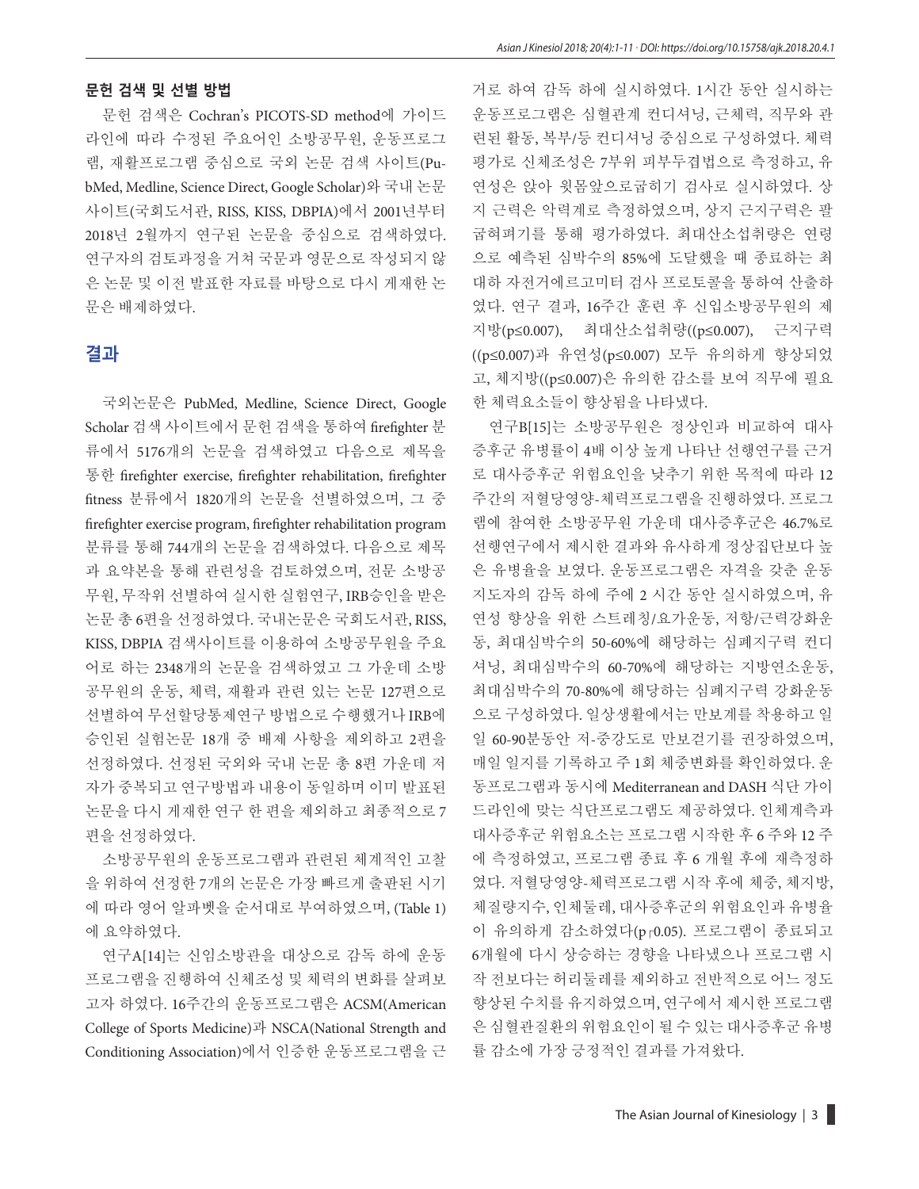### 문헌 검색 및 선별 방법

문헌 검색은 Cochran's PICOTS-SD method에 가이드라인에 따라 수정된 주요어인 소방공무원, 운동프로그램, 재활프로그램 중심으로 국외 논문 검색 사이트(PubMed, Medline, Science Direct, Google Scholar)와 국내 논문 사이트(국회도서관, RISS, KISS, DBPIA)에서 2001년부터 2018년 2월까지 연구된 논문을 중심으로 검색하였다. 연구자의 검토과정을 거쳐 국문과 영문으로 작성되지 않은 논문 및 이전 발표한 자료를 바탕으로 다시 게재한 논문은 배제하였다.

## 결과

국외논문은 PubMed, Medline, Science Direct, Google Scholar 검색 사이트에서 문헌 검색을 통하여 firefighter 분류에서 5176개의 논문을 검색하였고 다음으로 제목을 통한 firefighter exercise, firefighter rehabilitation, firefighter fitness 분류에서 1820개의 논문을 선별하였으며, 그 중 firefighter exercise program, firefighter rehabilitation program 분류를 통해 744개의 논문을 검색하였다. 다음으로 제목과 요약본을 통해 관련성을 검토하였으며, 전문 소방공무원, 무작위 선별하여 실시한 실험연구, IRB승인을 받은 논문 총 6편을 선정하였다. 국내논문은 국회도서관, RISS, KISS, DBPIA 검색사이트를 이용하여 소방공무원을 주요어로 하는 2348개의 논문을 검색하였고 그 가운데 소방공무원의 운동, 체력, 재활과 관련 있는 논문 127편으로 선별하여 무선할당통제연구 방법으로 수행했거나 IRB에 승인된 실험논문 18개 중 배제 사항을 제외하고 2편을 선정하였다. 선정된 국외와 국내 논문 총 8편 가운데 저자가 중복되고 연구방법과 내용이 동일하며 이미 발표된 논문을 다시 게재한 연구 한 편을 제외하고 최종적으로 7편을 선정하였다.

소방공무원의 운동프로그램과 관련된 체계적인 고찰을 위하여 선정한 7개의 논문은 가장 빠르게 출판된 시기에 따라 영어 알파벳을 순서대로 부여하였으며, (Table 1)에 요약하였다.

연구A[14]는 신입소방관을 대상으로 감독 하에 운동프로그램을 진행하여 신체조성 및 체력의 변화를 살펴보고자 하였다. 16주간의 운동프로그램은 ACSM(American College of Sports Medicine)과 NSCA(National Strength and Conditioning Association)에서 인증한 운동프로그램을 근거로 하여 감독 하에 실시하였다. 1시간 동안 실시하는 운동프로그램은 심혈관계 컨디셔닝, 근체력, 직무와 관련된 활동, 복부/등 컨디셔닝 중심으로 구성하였다. 체력평가로 신체조성은 7부위 피부두겹법으로 측정하고, 유연성은 앉아 윗몸앞으로굽히기 검사로 실시하였다. 상지 근력은 악력계로 측정하였으며, 상지 근지구력은 팔굽혀펴기를 통해 평가하였다. 최대산소섭취량은 연령으로 예측된 심박수의 85%에 도달했을 때 종료하는 최대하 자전거에르고미터 검사 프로토콜을 통하여 산출하였다. 연구 결과, 16주간 훈련 후 신입소방공무원의 제지방($p \leq 0.007$), 최대산소섭취량(($p \leq 0.007$), 근지구력(($p \leq 0.007$)과 유연성($p \leq 0.007$) 모두 유의하게 향상되었고, 체지방(($p \leq 0.007$)은 유의한 감소를 보여 직무에 필요한 체력요소들이 향상됨을 나타냈다.

연구B[15]는 소방공무원은 정상인과 비교하여 대사증후군 유병률이 4배 이상 높게 나타난 선행연구를 근거로 대사증후군 위험요인을 낮추기 위한 목적에 따라 12주간의 저혈당영양-체력프로그램을 진행하였다. 프로그램에 참여한 소방공무원 가운데 대사증후군은 46.7%로 선행연구에서 제시한 결과와 유사하게 정상집단보다 높은 유병율을 보였다. 운동프로그램은 자격을 갖춘 운동지도자의 감독 하에 주에 2 시간 동안 실시하였으며, 유연성 향상을 위한 스트레칭/요가운동, 저항/근력강화운동, 최대심박수의 50-60%에 해당하는 심폐지구력 컨디셔닝, 최대심박수의 60-70%에 해당하는 지방연소운동, 최대심박수의 70-80%에 해당하는 심폐지구력 강화운동으로 구성하였다. 일상생활에서는 만보계를 착용하고 일일 60-90분동안 저-중강도로 만보걷기를 권장하였으며, 매일 일지를 기록하고 주 1회 체중변화를 확인하였다. 운동프로그램과 동시에 Mediterranean and DASH 식단 가이드라인에 맞는 식단프로그램도 제공하였다. 인체계측과 대사증후군 위험요소는 프로그램 시작한 후 6 주와 12 주에 측정하였고, 프로그램 종료 후 6 개월 후에 재측정하였다. 저혈당영양-체력프로그램 시작 후에 체중, 체지방, 체질량지수, 인체둘레, 대사증후군의 위험요인과 유병율이 유의하게 감소하였다($p < 0.05$). 프로그램이 종료되고 6개월에 다시 상승하는 경향을 나타냈으나 프로그램 시작 전보다는 허리둘레를 제외하고 전반적으로 어느 정도 향상된 수치를 유지하였으며, 연구에서 제시한 프로그램은 심혈관질환의 위험요인이 될 수 있는 대사증후군 유병률 감소에 가장 긍정적인 결과를 가져왔다.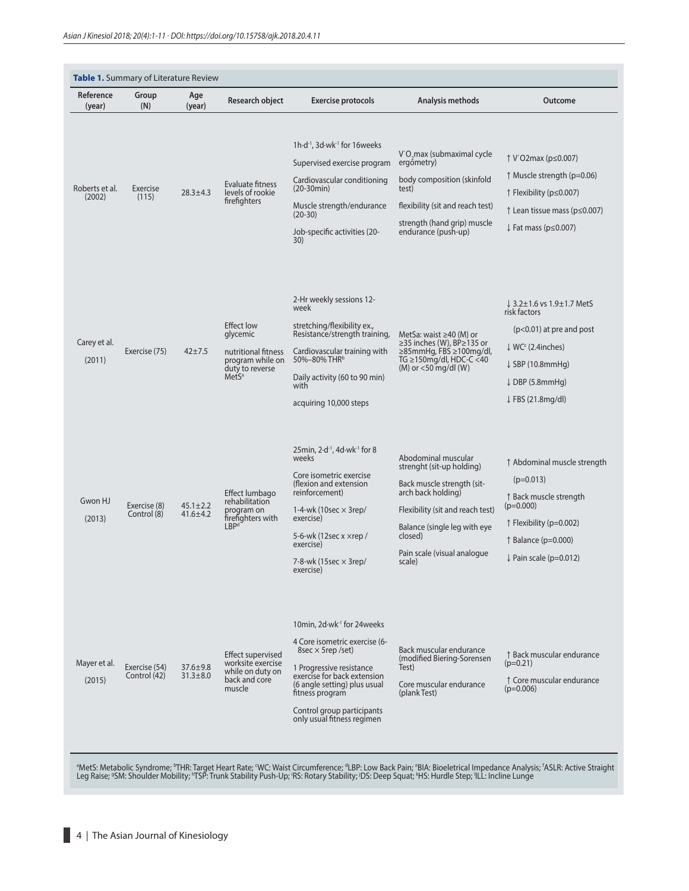**Table 1.** Summary of Literature Review

| Reference (year) | Group (N) | Age (year) | Research object | Exercise protocols | Analysis methods | Outcome |
|---|---|---|---|---|---|---|
| Roberts et al. (2002) | Exercise (115) | 28.3±4.3 | Evaluate fitness levels of rookie firefighters | 1h·d$^{-1}$, 3d·wk$^{-1}$ for 16weeks<br>Supervised exercise program<br>Cardiovascular conditioning (20-30min)<br>Muscle strength/endurance (20-30)<br>Job-specific activities (20-30) | $\dot{V}O_2$max (submaximal cycle ergometry)<br>body composition (skinfold test)<br>flexibility (sit and reach test)<br>strength (hand grip) muscle endurance (push-up) | ↑ $\dot{V}O_2$max (p≤0.007)<br>↑ Muscle strength (p=0.06)<br>↑ Flexibility (p≤0.007)<br>↑ Lean tissue mass (p≤0.007)<br>↓ Fat mass (p≤0.007) |
| Carey et al. (2011) | Exercise (75) | 42±7.5 | Effect low glycemic nutritional fitness program while on duty to reverse MetS[a] | 2-Hr weekly sessions 12-week<br>stretching/flexibility ex., Resistance/strength training,<br>Cardiovascular training with 50%–80% THR[b]<br>Daily activity (60 to 90 min) with acquiring 10,000 steps | MetSa: waist ≥40 (M) or ≥35 inches (W), BP≥135 or ≥85mmHg, FBS ≥100mg/dl, TG ≥150mg/dl, HDC-C <40 (M) or <50 mg/dl (W) | ↓ 3.2±1.6 vs 1.9±1.7 MetS risk factors<br>(p<0.01) at pre and post<br>↓ WC[c] (2.4inches)<br>↓ SBP (10.8mmHg)<br>↓ DBP (5.8mmHg)<br>↓ FBS (21.8mg/dl) |
| Gwon HJ (2013) | Exercise (8)<br>Control (8) | 45.1±2.2<br>41.6±4.2 | Effect lumbago rehabilitation program on firefighters with LBP[d] | 25min, 2·d$^{-1}$, 4d·wk$^{-1}$ for 8 weeks<br>Core isometric exercise (flexion and extension reinforcement)<br>1-4-wk (10sec × 3rep/ exercise)<br>5-6-wk (12sec x ×rep / exercise)<br>7-8-wk (15sec × 3rep/ exercise) | Abodominal muscular strenght (sit-up holding)<br>Back muscle strength (sit-arch back holding)<br>Flexibility (sit and reach test)<br>Balance (single leg with eye closed)<br>Pain scale (visual analogue scale) | ↑ Abdominal muscle strength<br>(p=0.013)<br>↑ Back muscle strength (p=0.000)<br>↑ Flexibility (p=0.002)<br>↑ Balance (p=0.000)<br>↓ Pain scale (p=0.012) |
| Mayer et al. (2015) | Exercise (54)<br>Control (42) | 37.6±9.8<br>31.3±8.0 | Effect supervised worksite exercise while on duty on back and core muscle | 10min, 2d·wk$^{-1}$ for 24weeks<br>4 Core isometric exercise (6-8sec × 5rep /set)<br>1 Progressive resistance exercise for back extension (6 angle setting) plus usual fitness program<br>Control group participants only usual fitness regimen | Back muscular endurance (modified Biering-Sorensen Test)<br>Core muscular endurance (plank Test) | ↑ Back muscular endurance (p=0.21)<br>↑ Core muscular endurance (p=0.006) |

[a]MetS: Metabolic Syndrome; [b]THR: Target Heart Rate; [c]WC: Waist Circumference; [d]LBP: Low Back Pain; [e]BIA: Bioeletrical Impedance Analysis; [f]ASLR: Active Straight Leg Raise; [g]SM: Shoulder Mobility; [h]TSP: Trunk Stability Push-Up; [i]RS: Rotary Stability; [j]DS: Deep Squat; [k]HS: Hurdle Step; [l]ILL: Incline Lunge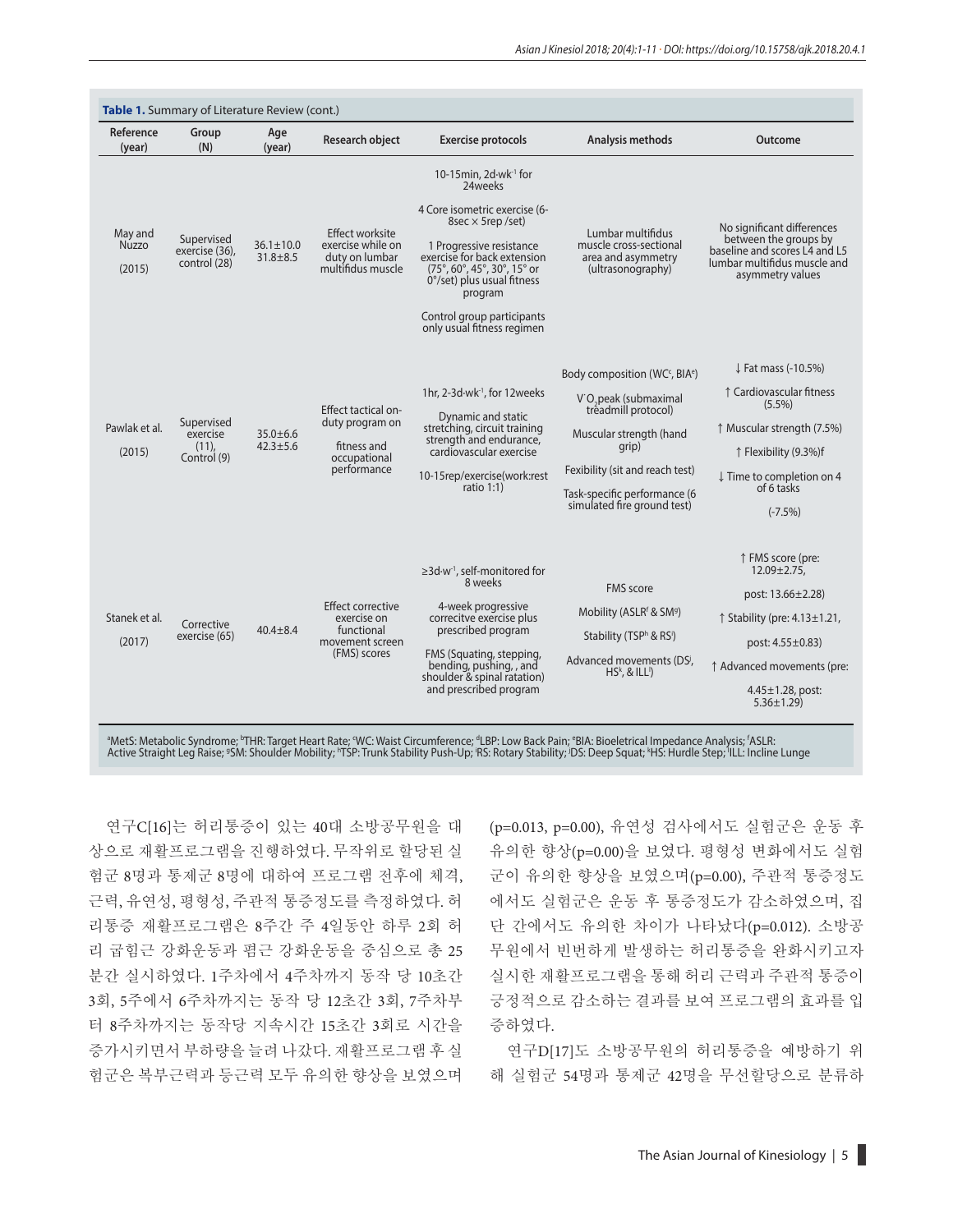**Table 1.** Summary of Literature Review (cont.)

| Reference (year) | Group (N) | Age (year) | Research object | Exercise protocols | Analysis methods | Outcome |
|---|---|---|---|---|---|---|
| May and Nuzzo (2015) | Supervised exercise (36), control (28) | 36.1±10.0<br>31.8±8.5 | Effect worksite exercise while on duty on lumbar multifidus muscle | 10-15min, 2d·wk$^{-1}$ for 24weeks<br>4 Core isometric exercise (6-8sec × 5rep /set)<br>1 Progressive resistance exercise for back extension (75°, 60°, 45°, 30°, 15° or 0°/set) plus usual fitness program<br>Control group participants only usual fitness regimen | Lumbar multifidus muscle cross-sectional area and asymmetry (ultrasonography) | No significant differences between the groups by baseline and scores L4 and L5 lumbar multifidus muscle and asymmetry values |
| Pawlak et al. (2015) | Supervised exercise (11), Control (9) | 35.0±6.6<br>42.3±5.6 | Effect tactical on-duty program on fitness and occupational performance | 1hr, 2-3d·wk$^{-1}$, for 12weeks<br>Dynamic and static stretching, circuit training strength and endurance, cardiovascular exercise<br>10-15rep/exercise(work:rest ratio 1:1) | Body composition (WC[c], BIA[e])<br>$\dot{V}O_2$peak (submaximal treadmill protocol)<br>Muscular strength (hand grip)<br>Fexibility (sit and reach test)<br>Task-specific performance (6 simulated fire ground test) | ↓ Fat mass (-10.5%)<br>↑ Cardiovascular fitness (5.5%)<br>↑ Muscular strength (7.5%)<br>↑ Flexibility (9.3%)f<br>↓ Time to completion on 4 of 6 tasks<br>(-7.5%) |
| Stanek et al. (2017) | Corrective exercise (65) | 40.4±8.4 | Effect corrective exercise on functional movement screen (FMS) scores | ≥3d·w$^{-1}$, self-monitored for 8 weeks<br>4-week progressive correcitve exercise plus prescribed program<br>FMS (Squating, stepping, bending, pushing, , and shoulder & spinal ratation) and prescribed program | FMS score<br>Mobility (ASLR[f] & SM[g])<br>Stability (TSP[h] & RS[i])<br>Advanced movements (DS[j], HS[k], & ILL[l]) | ↑ FMS score (pre: 12.09±2.75,<br>post: 13.66±2.28)<br>↑ Stability (pre: 4.13±1.21,<br>post: 4.55±0.83)<br>↑ Advanced movements (pre:<br>4.45±1.28, post: 5.36±1.29) |

[a]MetS: Metabolic Syndrome; [b]THR: Target Heart Rate; [c]WC: Waist Circumference; [d]LBP: Low Back Pain; [e]BIA: Bioeletrical Impedance Analysis; [f]ASLR: Active Straight Leg Raise; [g]SM: Shoulder Mobility; [h]TSP: Trunk Stability Push-Up; [i]RS: Rotary Stability; [j]DS: Deep Squat; [k]HS: Hurdle Step; [l]ILL: Incline Lunge

연구C[16]는 허리통증이 있는 40대 소방공무원을 대상으로 재활프로그램을 진행하였다. 무작위로 할당된 실험군 8명과 통제군 8명에 대하여 프로그램 전후에 체격, 근력, 유연성, 평형성, 주관적 통증정도를 측정하였다. 허리통증 재활프로그램은 8주간 주 4일동안 하루 2회 허리 굽힘근 강화운동과 폄근 강화운동을 중심으로 총 25분간 실시하였다. 1주차에서 4주차까지 동작 당 10초간 3회, 5주에서 6주차까지는 동작 당 12초간 3회, 7주차부터 8주차까지는 동작당 지속시간 15초간 3회로 시간을 증가시키면서 부하량을 늘려 나갔다. 재활프로그램 후 실험군은 복부근력과 등근력 모두 유의한 향상을 보였으며 (p=0.013, p=0.00), 유연성 검사에서도 실험군은 운동 후 유의한 향상(p=0.00)을 보였다. 평형성 변화에서도 실험군이 유의한 향상을 보였으며(p=0.00), 주관적 통증정도에서도 실험군은 운동 후 통증정도가 감소하였으며, 집단 간에서도 유의한 차이가 나타났다(p=0.012). 소방공무원에서 빈번하게 발생하는 허리통증을 완화시키고자 실시한 재활프로그램을 통해 허리 근력과 주관적 통증이 긍정적으로 감소하는 결과를 보여 프로그램의 효과를 입증하였다.

연구D[17]도 소방공무원의 허리통증을 예방하기 위해 실험군 54명과 통제군 42명을 무선할당으로 분류하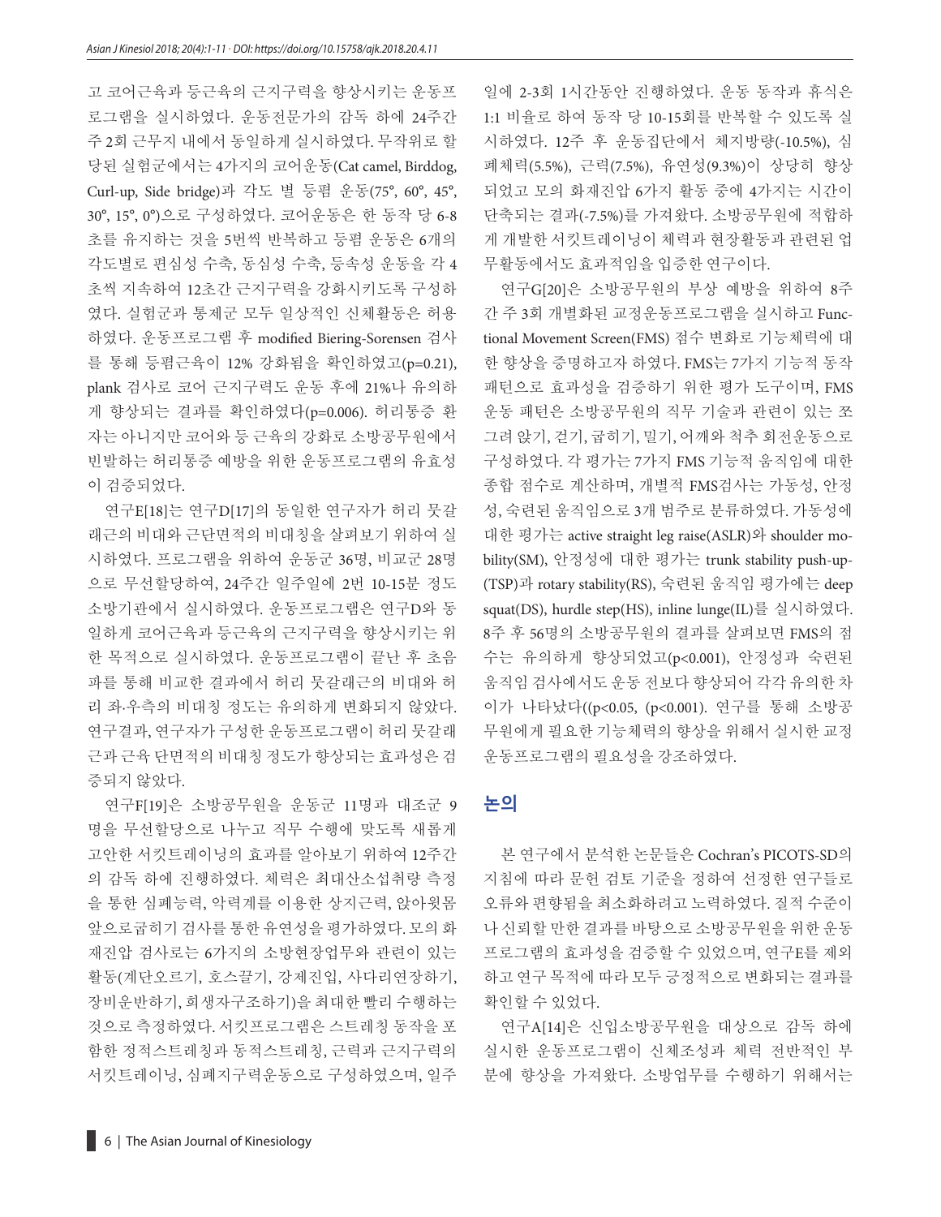고 코어근육과 등근육의 근지구력을 향상시키는 운동프로그램을 실시하였다. 운동전문가의 감독 하에 24주간 주 2회 근무지 내에서 동일하게 실시하였다. 무작위로 할당된 실험군에서는 4가지의 코어운동(Cat camel, Birddog, Curl-up, Side bridge)과 각도 별 등펌 운동(75°, 60°, 45°, 30°, 15°, 0°)으로 구성하였다. 코어운동은 한 동작 당 6-8초를 유지하는 것을 5번씩 반복하고 등펌 운동은 6개의 각도별로 편심성 수축, 동심성 수축, 등속성 운동을 각 4초씩 지속하여 12초간 근지구력을 강화시키도록 구성하였다. 실험군과 통제군 모두 일상적인 신체활동은 허용하였다. 운동프로그램 후 modified Biering-Sorensen 검사를 통해 등펌근육이 12% 강화됨을 확인하였고($p=0.21$), plank 검사로 코어 근지구력도 운동 후에 21%나 유의하게 향상되는 결과를 확인하였다($p=0.006$). 허리통증 환자는 아니지만 코어와 등 근육의 강화로 소방공무원에서 빈발하는 허리통증 예방을 위한 운동프로그램의 유효성이 검증되었다.

연구E[18]는 연구D[17]의 동일한 연구자가 허리 뭇갈래근의 비대와 근단면적의 비대칭을 살펴보기 위하여 실시하였다. 프로그램을 위하여 운동군 36명, 비교군 28명으로 무선할당하여, 24주간 일주일에 2번 10-15분 정도 소방기관에서 실시하였다. 운동프로그램은 연구D와 동일하게 코어근육과 등근육의 근지구력을 향상시키는 위한 목적으로 실시하였다. 운동프로그램이 끝난 후 초음파를 통해 비교한 결과에서 허리 뭇갈래근의 비대와 허리 좌·우측의 비대칭 정도는 유의하게 변화되지 않았다. 연구결과, 연구자가 구성한 운동프로그램이 허리 뭇갈래근과 근육 단면적의 비대칭 정도가 향상되는 효과성은 검증되지 않았다.

연구F[19]은 소방공무원을 운동군 11명과 대조군 9명을 무선할당으로 나누고 직무 수행에 맞도록 새롭게 고안한 서킷트레이닝의 효과를 알아보기 위하여 12주간의 감독 하에 진행하였다. 체력은 최대산소섭취량 측정을 통한 심폐능력, 악력계를 이용한 상지근력, 앉아윗몸앞으로굽히기 검사를 통한 유연성을 평가하였다. 모의 화재진압 검사로는 6가지의 소방현장업무와 관련이 있는 활동(계단오르기, 호스끌기, 강제진입, 사다리연장하기, 장비운반하기, 희생자구조하기)을 최대한 빨리 수행하는 것으로 측정하였다. 서킷프로그램은 스트레칭 동작을 포함한 정적스트레칭과 동적스트레칭, 근력과 근지구력의 서킷트레이닝, 심폐지구력운동으로 구성하였으며, 일주일에 2-3회 1시간동안 진행하였다. 운동 동작과 휴식은 1:1 비율로 하여 동작 당 10-15회를 반복할 수 있도록 실시하였다. 12주 후 운동집단에서 체지방량(-10.5%), 심폐체력(5.5%), 근력(7.5%), 유연성(9.3%)이 상당히 향상되었고 모의 화재진압 6가지 활동 중에 4가지는 시간이 단축되는 결과(-7.5%)를 가져왔다. 소방공무원에 적합하게 개발한 서킷트레이닝이 체력과 현장활동과 관련된 업무활동에서도 효과적임을 입증한 연구이다.

연구G[20]은 소방공무원의 부상 예방을 위하여 8주간 주 3회 개별화된 교정운동프로그램을 실시하고 Functional Movement Screen(FMS) 점수 변화로 기능체력에 대한 향상을 증명하고자 하였다. FMS는 7가지 기능적 동작 패턴으로 효과성을 검증하기 위한 평가 도구이며, FMS 운동 패턴은 소방공무원의 직무 기술과 관련이 있는 쪼그려 앉기, 걷기, 굽히기, 밀기, 어깨와 척추 회전운동으로 구성하였다. 각 평가는 7가지 FMS 기능적 움직임에 대한 종합 점수로 계산하며, 개별적 FMS검사는 가동성, 안정성, 숙련된 움직임으로 3개 범주로 분류하였다. 가동성에 대한 평가는 active straight leg raise(ASLR)와 shoulder mobility(SM), 안정성에 대한 평가는 trunk stability push-up-(TSP)과 rotary stability(RS), 숙련된 움직임 평가에는 deep squat(DS), hurdle step(HS), inline lunge(IL)를 실시하였다. 8주 후 56명의 소방공무원의 결과를 살펴보면 FMS의 점수는 유의하게 향상되었고($p<0.001$), 안정성과 숙련된 움직임 검사에서도 운동 전보다 향상되어 각각 유의한 차이가 나타났다(($p<0.05$, ($p<0.001$). 연구를 통해 소방공무원에게 필요한 기능체력의 향상을 위해서 실시한 교정운동프로그램의 필요성을 강조하였다.

## 논의

본 연구에서 분석한 논문들은 Cochran's PICOTS-SD의 지침에 따라 문헌 검토 기준을 정하여 선정한 연구들로 오류와 편향됨을 최소화하려고 노력하였다. 질적 수준이나 신뢰할 만한 결과를 바탕으로 소방공무원을 위한 운동프로그램의 효과성을 검증할 수 있었으며, 연구E를 제외하고 연구 목적에 따라 모두 긍정적으로 변화되는 결과를 확인할 수 있었다.

연구A[14]은 신입소방공무원을 대상으로 감독 하에 실시한 운동프로그램이 신체조성과 체력 전반적인 부분에 향상을 가져왔다. 소방업무를 수행하기 위해서는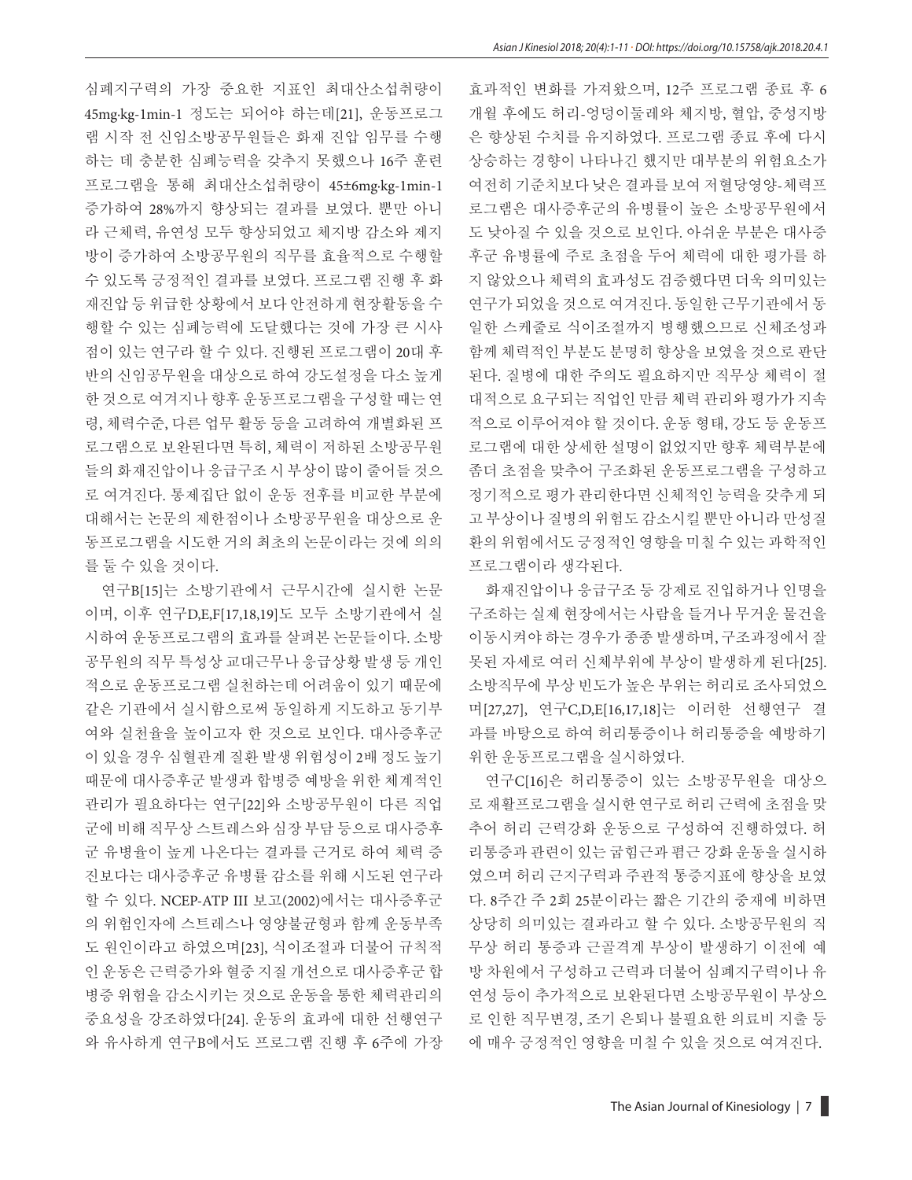심폐지구력의 가장 중요한 지표인 최대산소섭취량이 45mg·kg-1min-1 정도는 되어야 하는데[21], 운동프로그램 시작 전 신임소방공무원들은 화재 진압 임무를 수행하는 데 충분한 심폐능력을 갖추지 못했으나 16주 훈련 프로그램을 통해 최대산소섭취량이 45±6mg·kg-1min-1 증가하여 28%까지 향상되는 결과를 보였다. 뿐만 아니라 근체력, 유연성 모두 향상되었고 체지방 감소와 제지방이 증가하여 소방공무원의 직무를 효율적으로 수행할 수 있도록 긍정적인 결과를 보였다. 프로그램 진행 후 화재진압 등 위급한 상황에서 보다 안전하게 현장활동을 수행할 수 있는 심폐능력에 도달했다는 것에 가장 큰 시사점이 있는 연구라 할 수 있다. 진행된 프로그램이 20대 후반의 신임공무원을 대상으로 하여 강도설정을 다소 높게 한 것으로 여겨지나 향후 운동프로그램을 구성할 때는 연령, 체력수준, 다른 업무 활동 등을 고려하여 개별화된 프로그램으로 보완된다면 특히, 체력이 저하된 소방공무원들의 화재진압이나 응급구조 시 부상이 많이 줄어들 것으로 여겨진다. 통제집단 없이 운동 전후를 비교한 부분에 대해서는 논문의 제한점이나 소방공무원을 대상으로 운동프로그램을 시도한 거의 최초의 논문이라는 것에 의의를 둘 수 있을 것이다.

연구B[15]는 소방기관에서 근무시간에 실시한 논문이며, 이후 연구D,E,F[17,18,19]도 모두 소방기관에서 실시하여 운동프로그램의 효과를 살펴본 논문들이다. 소방공무원의 직무 특성상 교대근무나 응급상황 발생 등 개인적으로 운동프로그램 실천하는데 어려움이 있기 때문에 같은 기관에서 실시함으로써 동일하게 지도하고 동기부여와 실천율을 높이고자 한 것으로 보인다. 대사증후군이 있을 경우 심혈관계 질환 발생 위험성이 2배 정도 높기 때문에 대사증후군 발생과 합병증 예방을 위한 체계적인 관리가 필요하다는 연구[22]와 소방공무원이 다른 직업군에 비해 직무상 스트레스와 심장 부담 등으로 대사증후군 유병율이 높게 나온다는 결과를 근거로 하여 체력 증진보다는 대사증후군 유병률 감소를 위해 시도된 연구라 할 수 있다. NCEP-ATP III 보고(2002)에서는 대사증후군의 위험인자에 스트레스나 영양불균형과 함께 운동부족도 원인이라고 하였으며[23], 식이조절과 더불어 규칙적인 운동은 근력증가와 혈중 지질 개선으로 대사증후군 합병증 위험을 감소시키는 것으로 운동을 통한 체력관리의 중요성을 강조하였다[24]. 운동의 효과에 대한 선행연구와 유사하게 연구B에서도 프로그램 진행 후 6주에 가장 효과적인 변화를 가져왔으며, 12주 프로그램 종료 후 6개월 후에도 허리-엉덩이둘레와 체지방, 혈압, 중성지방은 향상된 수치를 유지하였다. 프로그램 종료 후에 다시 상승하는 경향이 나타나긴 했지만 대부분의 위험요소가 여전히 기준치보다 낮은 결과를 보여 저혈당영양-체력프로그램은 대사증후군의 유병률이 높은 소방공무원에서도 낮아질 수 있을 것으로 보인다. 아쉬운 부분은 대사증후군 유병률에 주로 초점을 두어 체력에 대한 평가를 하지 않았으나 체력의 효과성도 검증했다면 더욱 의미있는 연구가 되었을 것으로 여겨진다. 동일한 근무기관에서 동일한 스케줄로 식이조절까지 병행했으므로 신체조성과 함께 체력적인 부분도 분명히 향상을 보였을 것으로 판단된다. 질병에 대한 주의도 필요하지만 직무상 체력이 절대적으로 요구되는 직업인 만큼 체력 관리와 평가가 지속적으로 이루어져야 할 것이다. 운동 형태, 강도 등 운동프로그램에 대한 상세한 설명이 없었지만 향후 체력부분에 좀더 초점을 맞추어 구조화된 운동프로그램을 구성하고 정기적으로 평가 관리한다면 신체적인 능력을 갖추게 되고 부상이나 질병의 위험도 감소시킬 뿐만 아니라 만성질환의 위험에서도 긍정적인 영향을 미칠 수 있는 과학적인 프로그램이라 생각된다.

화재진압이나 응급구조 등 강제로 진입하거나 인명을 구조하는 실제 현장에서는 사람을 들거나 무거운 물건을 이동시켜야 하는 경우가 종종 발생하며, 구조과정에서 잘못된 자세로 여러 신체부위에 부상이 발생하게 된다[25]. 소방직무에 부상 빈도가 높은 부위는 허리로 조사되었으며[27,27], 연구C,D,E[16,17,18]는 이러한 선행연구 결과를 바탕으로 하여 허리통증이나 허리통증을 예방하기 위한 운동프로그램을 실시하였다.

연구C[16]은 허리통증이 있는 소방공무원을 대상으로 재활프로그램을 실시한 연구로 허리 근력에 초점을 맞추어 허리 근력강화 운동으로 구성하여 진행하였다. 허리통증과 관련이 있는 굽힘근과 폄근 강화 운동을 실시하였으며 허리 근지구력과 주관적 통증지표에 향상을 보였다. 8주간 주 2회 25분이라는 짧은 기간의 중재에 비하면 상당히 의미있는 결과라고 할 수 있다. 소방공무원의 직무상 허리 통증과 근골격계 부상이 발생하기 이전에 예방 차원에서 구성하고 근력과 더불어 심폐지구력이나 유연성 등이 추가적으로 보완된다면 소방공무원이 부상으로 인한 직무변경, 조기 은퇴나 불필요한 의료비 지출 등에 매우 긍정적인 영향을 미칠 수 있을 것으로 여겨진다.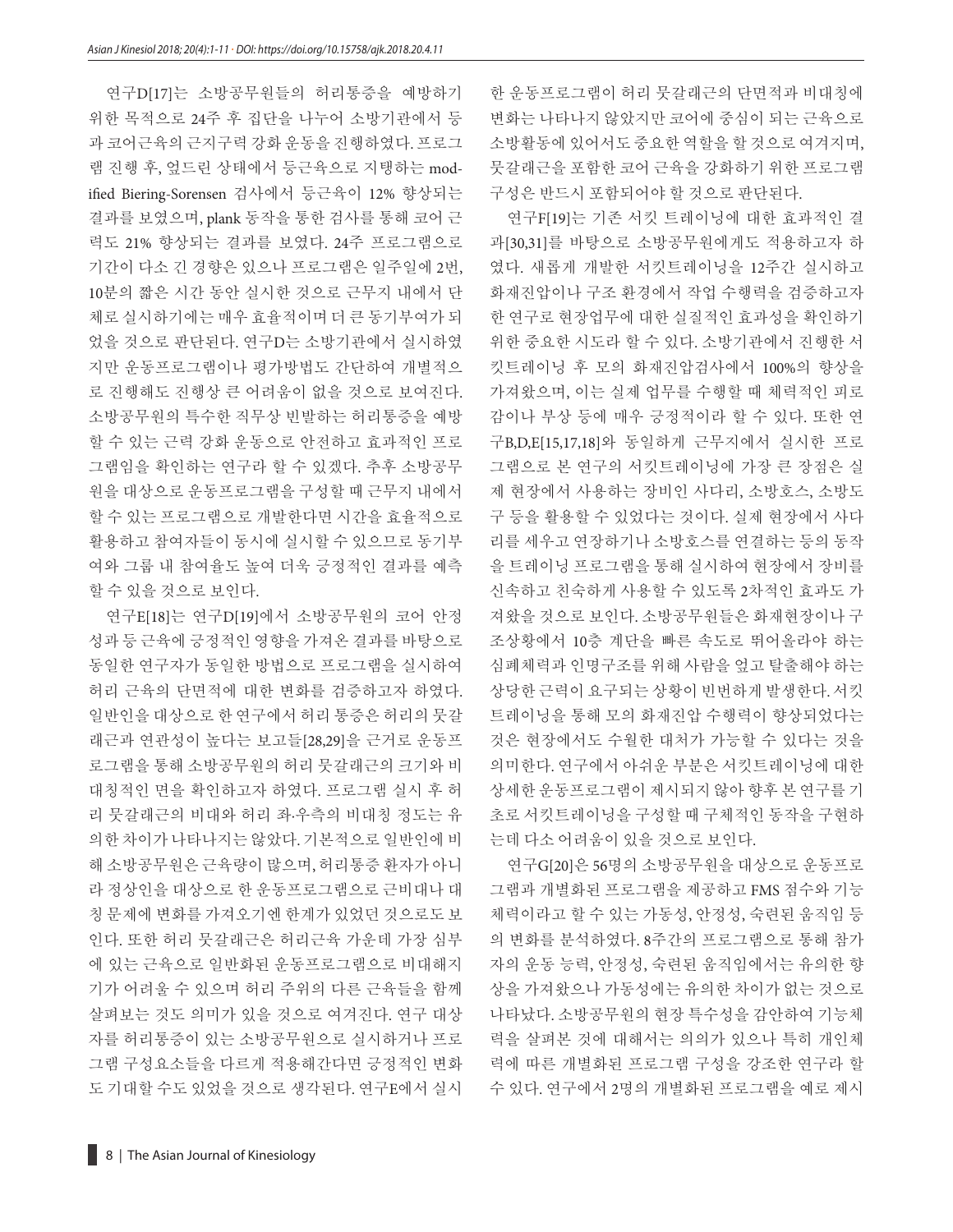연구D[17]는 소방공무원들의 허리통증을 예방하기 위한 목적으로 24주 후 집단을 나누어 소방기관에서 등과 코어근육의 근지구력 강화 운동을 진행하였다. 프로그램 진행 후, 엎드린 상태에서 등근육으로 지탱하는 modified Biering-Sorensen 검사에서 등근육이 12% 향상되는 결과를 보였으며, plank 동작을 통한 검사를 통해 코어 근력도 21% 향상되는 결과를 보였다. 24주 프로그램으로 기간이 다소 긴 경향은 있으나 프로그램은 일주일에 2번, 10분의 짧은 시간 동안 실시한 것으로 근무지 내에서 단체로 실시하기에는 매우 효율적이며 더 큰 동기부여가 되었을 것으로 판단된다. 연구D는 소방기관에서 실시하였지만 운동프로그램이나 평가방법도 간단하여 개별적으로 진행해도 진행상 큰 어려움이 없을 것으로 보여진다. 소방공무원의 특수한 직무상 빈발하는 허리통증을 예방할 수 있는 근력 강화 운동으로 안전하고 효과적인 프로그램임을 확인하는 연구라 할 수 있겠다. 추후 소방공무원을 대상으로 운동프로그램을 구성할 때 근무지 내에서 할 수 있는 프로그램으로 개발한다면 시간을 효율적으로 활용하고 참여자들이 동시에 실시할 수 있으므로 동기부여와 그룹 내 참여율도 높여 더욱 긍정적인 결과를 예측할 수 있을 것으로 보인다.

연구E[18]는 연구D[19]에서 소방공무원의 코어 안정성과 등 근육에 긍정적인 영향을 가져온 결과를 바탕으로 동일한 연구자가 동일한 방법으로 프로그램을 실시하여 허리 근육의 단면적에 대한 변화를 검증하고자 하였다. 일반인을 대상으로 한 연구에서 허리 통증은 허리의 뭇갈래근과 연관성이 높다는 보고들[28,29]을 근거로 운동프로그램을 통해 소방공무원의 허리 뭇갈래근의 크기와 비대칭적인 면을 확인하고자 하였다. 프로그램 실시 후 허리 뭇갈래근의 비대와 허리 좌·우측의 비대칭 정도는 유의한 차이가 나타나지는 않았다. 기본적으로 일반인에 비해 소방공무원은 근육량이 많으며, 허리통증 환자가 아니라 정상인을 대상으로 한 운동프로그램으로 근비대나 대칭 문제에 변화를 가져오기엔 한계가 있었던 것으로도 보인다. 또한 허리 뭇갈래근은 허리근육 가운데 가장 심부에 있는 근육으로 일반화된 운동프로그램으로 비대해지기가 어려울 수 있으며 허리 주위의 다른 근육들을 함께 살펴보는 것도 의미가 있을 것으로 여겨진다. 연구 대상자를 허리통증이 있는 소방공무원으로 실시하거나 프로그램 구성요소들을 다르게 적용해간다면 긍정적인 변화도 기대할 수도 있었을 것으로 생각된다. 연구E에서 실시한 운동프로그램이 허리 뭇갈래근의 단면적과 비대칭에 변화는 나타나지 않았지만 코어에 중심이 되는 근육으로 소방활동에 있어서도 중요한 역할을 할 것으로 여겨지며, 뭇갈래근을 포함한 코어 근육을 강화하기 위한 프로그램 구성은 반드시 포함되어야 할 것으로 판단된다.

연구F[19]는 기존 서킷 트레이닝에 대한 효과적인 결과[30,31]를 바탕으로 소방공무원에게도 적용하고자 하였다. 새롭게 개발한 서킷트레이닝을 12주간 실시하고 화재진압이나 구조 환경에서 작업 수행력을 검증하고자 한 연구로 현장업무에 대한 실질적인 효과성을 확인하기 위한 중요한 시도라 할 수 있다. 소방기관에서 진행한 서킷트레이닝 후 모의 화재진압검사에서 100%의 향상을 가져왔으며, 이는 실제 업무를 수행할 때 체력적인 피로감이나 부상 등에 매우 긍정적이라 할 수 있다. 또한 연구B,D,E[15,17,18]와 동일하게 근무지에서 실시한 프로그램으로 본 연구의 서킷트레이닝에 가장 큰 장점은 실제 현장에서 사용하는 장비인 사다리, 소방호스, 소방도구 등을 활용할 수 있었다는 것이다. 실제 현장에서 사다리를 세우고 연장하기나 소방호스를 연결하는 등의 동작을 트레이닝 프로그램을 통해 실시하여 현장에서 장비를 신속하고 친숙하게 사용할 수 있도록 2차적인 효과도 가져왔을 것으로 보인다. 소방공무원들은 화재현장이나 구조상황에서 10층 계단을 빠른 속도로 뛰어올라야 하는 심폐체력과 인명구조를 위해 사람을 업고 탈출해야 하는 상당한 근력이 요구되는 상황이 빈번하게 발생한다. 서킷트레이닝을 통해 모의 화재진압 수행력이 향상되었다는 것은 현장에서도 수월한 대처가 가능할 수 있다는 것을 의미한다. 연구에서 아쉬운 부분은 서킷트레이닝에 대한 상세한 운동프로그램이 제시되지 않아 향후 본 연구를 기초로 서킷트레이닝을 구성할 때 구체적인 동작을 구현하는데 다소 어려움이 있을 것으로 보인다.

연구G[20]은 56명의 소방공무원을 대상으로 운동프로그램과 개별화된 프로그램을 제공하고 FMS 점수와 기능체력이라고 할 수 있는 가동성, 안정성, 숙련된 움직임 등의 변화를 분석하였다. 8주간의 프로그램으로 통해 참가자의 운동 능력, 안정성, 숙련된 움직임에서는 유의한 향상을 가져왔으나 가동성에는 유의한 차이가 없는 것으로 나타났다. 소방공무원의 현장 특수성을 감안하여 기능체력을 살펴본 것에 대해서는 의의가 있으나 특히 개인체력에 따른 개별화된 프로그램 구성을 강조한 연구라 할 수 있다. 연구에서 2명의 개별화된 프로그램을 예로 제시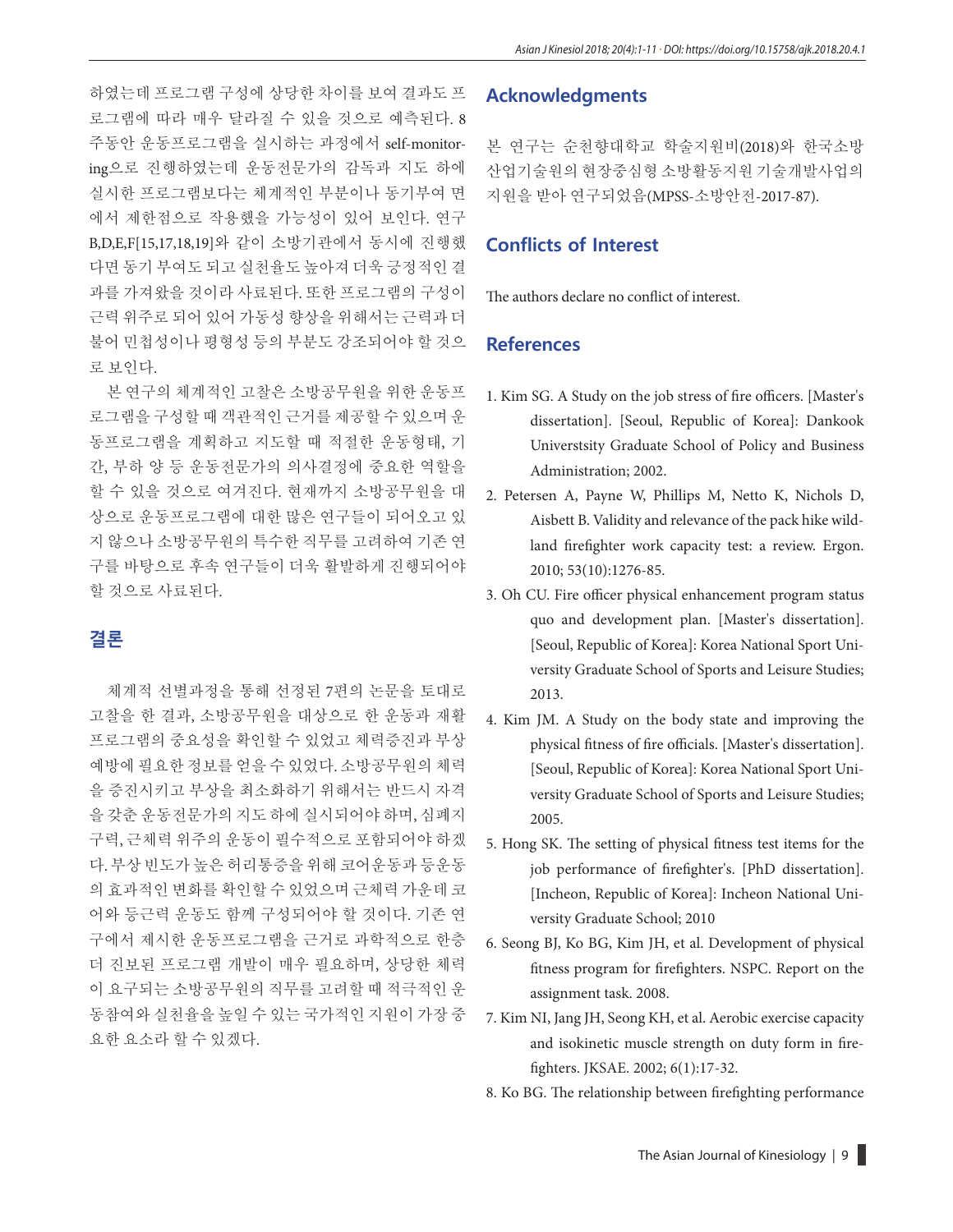하였는데 프로그램 구성에 상당한 차이를 보여 결과도 프로그램에 따라 매우 달라질 수 있을 것으로 예측된다. 8주동안 운동프로그램을 실시하는 과정에서 self-monitoring으로 진행하였는데 운동전문가의 감독과 지도 하에 실시한 프로그램보다는 체계적인 부분이나 동기부여 면에서 제한점으로 작용했을 가능성이 있어 보인다. 연구 B,D,E,F[15,17,18,19]와 같이 소방기관에서 동시에 진행했다면 동기 부여도 되고 실천율도 높아져 더욱 긍정적인 결과를 가져왔을 것이라 사료된다. 또한 프로그램의 구성이 근력 위주로 되어 있어 가동성 향상을 위해서는 근력과 더불어 민첩성이나 평형성 등의 부분도 강조되어야 할 것으로 보인다.

본 연구의 체계적인 고찰은 소방공무원을 위한 운동프로그램을 구성할 때 객관적인 근거를 제공할 수 있으며 운동프로그램을 계획하고 지도할 때 적절한 운동형태, 기간, 부하 양 등 운동전문가의 의사결정에 중요한 역할을 할 수 있을 것으로 여겨진다. 현재까지 소방공무원을 대상으로 운동프로그램에 대한 많은 연구들이 되어오고 있지 않으나 소방공무원의 특수한 직무를 고려하여 기존 연구를 바탕으로 후속 연구들이 더욱 활발하게 진행되어야 할 것으로 사료된다.

## 결론

체계적 선별과정을 통해 선정된 7편의 논문을 토대로 고찰을 한 결과, 소방공무원을 대상으로 한 운동과 재활 프로그램의 중요성을 확인할 수 있었고 체력증진과 부상 예방에 필요한 정보를 얻을 수 있었다. 소방공무원의 체력을 증진시키고 부상을 최소화하기 위해서는 반드시 자격을 갖춘 운동전문가의 지도 하에 실시되어야 하며, 심폐지구력, 근체력 위주의 운동이 필수적으로 포함되어야 하겠다. 부상 빈도가 높은 허리통증을 위해 코어운동과 등운동의 효과적인 변화를 확인할 수 있었으며 근체력 가운데 코어와 등근력 운동도 함께 구성되어야 할 것이다. 기존 연구에서 제시한 운동프로그램을 근거로 과학적으로 한층 더 진보된 프로그램 개발이 매우 필요하며, 상당한 체력이 요구되는 소방공무원의 직무를 고려할 때 적극적인 운동참여와 실천율을 높일 수 있는 국가적인 지원이 가장 중요한 요소라 할 수 있겠다.

## Acknowledgments

본 연구는 순천향대학교 학술지원비(2018)와 한국소방산업기술원의 현장중심형 소방활동지원 기술개발사업의 지원을 받아 연구되었음(MPSS-소방안전-2017-87).

## Conflicts of Interest

The authors declare no conflict of interest.

## References

1. Kim SG. A Study on the job stress of fire officers. [Master's dissertation]. [Seoul, Republic of Korea]: Dankook Universtsity Graduate School of Policy and Business Administration; 2002.
2. Petersen A, Payne W, Phillips M, Netto K, Nichols D, Aisbett B. Validity and relevance of the pack hike wildland firefighter work capacity test: a review. Ergon. 2010; 53(10):1276-85.
3. Oh CU. Fire officer physical enhancement program status quo and development plan. [Master's dissertation]. [Seoul, Republic of Korea]: Korea National Sport University Graduate School of Sports and Leisure Studies; 2013.
4. Kim JM. A Study on the body state and improving the physical fitness of fire officials. [Master's dissertation]. [Seoul, Republic of Korea]: Korea National Sport University Graduate School of Sports and Leisure Studies; 2005.
5. Hong SK. The setting of physical fitness test items for the job performance of firefighter's. [PhD dissertation]. [Incheon, Republic of Korea]: Incheon National University Graduate School; 2010
6. Seong BJ, Ko BG, Kim JH, et al. Development of physical fitness program for firefighters. NSPC. Report on the assignment task. 2008.
7. Kim NI, Jang JH, Seong KH, et al. Aerobic exercise capacity and isokinetic muscle strength on duty form in firefighters. JKSAE. 2002; 6(1):17-32.
8. Ko BG. The relationship between firefighting performance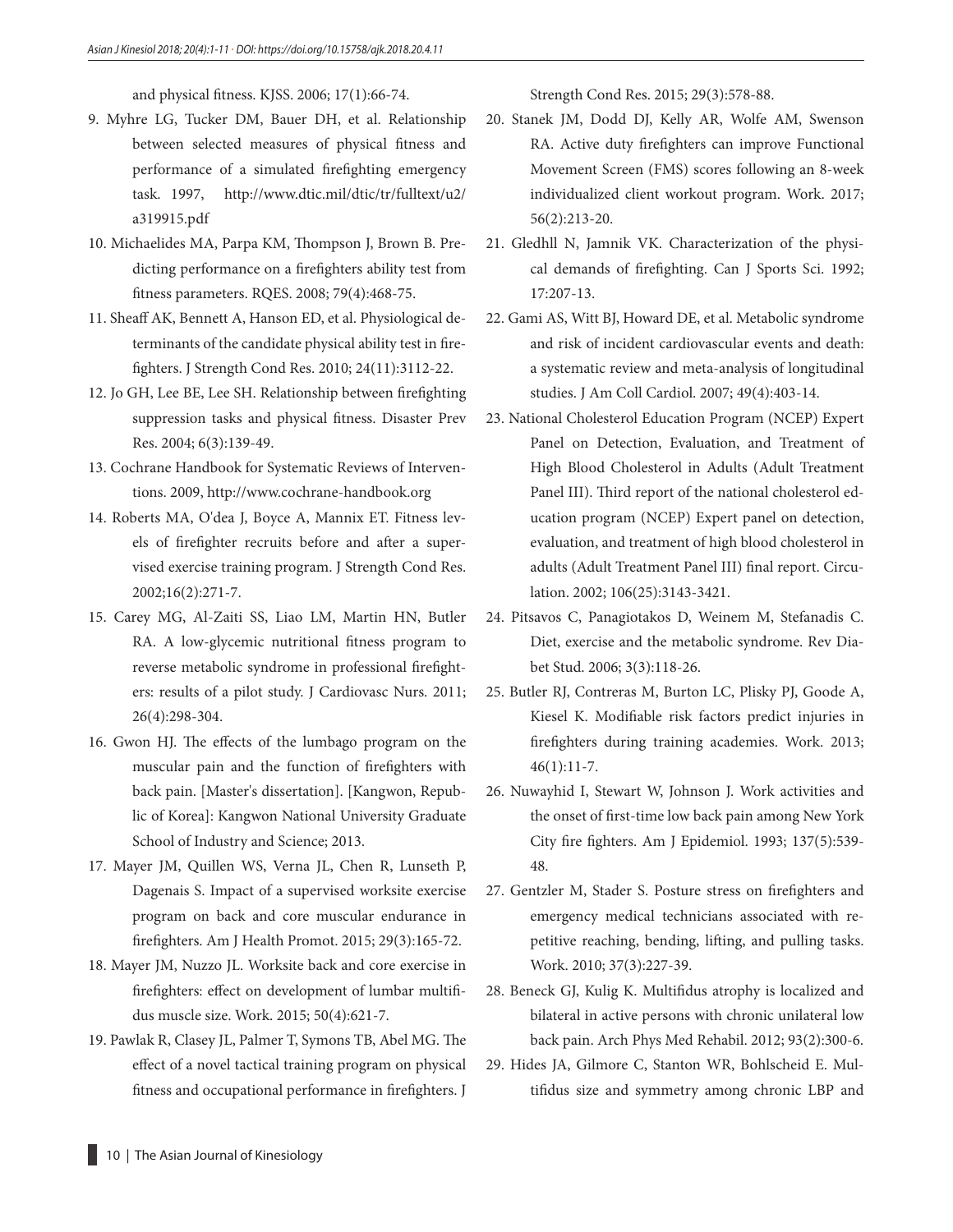and physical fitness. KJSS. 2006; 17(1):66-74.

9. Myhre LG, Tucker DM, Bauer DH, et al. Relationship between selected measures of physical fitness and performance of a simulated firefighting emergency task. 1997, http://www.dtic.mil/dtic/tr/fulltext/u2/a319915.pdf
10. Michaelides MA, Parpa KM, Thompson J, Brown B. Predicting performance on a firefighters ability test from fitness parameters. RQES. 2008; 79(4):468-75.
11. Sheaff AK, Bennett A, Hanson ED, et al. Physiological determinants of the candidate physical ability test in firefighters. J Strength Cond Res. 2010; 24(11):3112-22.
12. Jo GH, Lee BE, Lee SH. Relationship between firefighting suppression tasks and physical fitness. Disaster Prev Res. 2004; 6(3):139-49.
13. Cochrane Handbook for Systematic Reviews of Interventions. 2009, http://www.cochrane-handbook.org
14. Roberts MA, O'dea J, Boyce A, Mannix ET. Fitness levels of firefighter recruits before and after a supervised exercise training program. J Strength Cond Res. 2002;16(2):271-7.
15. Carey MG, Al-Zaiti SS, Liao LM, Martin HN, Butler RA. A low-glycemic nutritional fitness program to reverse metabolic syndrome in professional firefighters: results of a pilot study. J Cardiovasc Nurs. 2011; 26(4):298-304.
16. Gwon HJ. The effects of the lumbago program on the muscular pain and the function of firefighters with back pain. [Master's dissertation]. [Kangwon, Republic of Korea]: Kangwon National University Graduate School of Industry and Science; 2013.
17. Mayer JM, Quillen WS, Verna JL, Chen R, Lunseth P, Dagenais S. Impact of a supervised worksite exercise program on back and core muscular endurance in firefighters. Am J Health Promot. 2015; 29(3):165-72.
18. Mayer JM, Nuzzo JL. Worksite back and core exercise in firefighters: effect on development of lumbar multifidus muscle size. Work. 2015; 50(4):621-7.
19. Pawlak R, Clasey JL, Palmer T, Symons TB, Abel MG. The effect of a novel tactical training program on physical fitness and occupational performance in firefighters. J Strength Cond Res. 2015; 29(3):578-88.
20. Stanek JM, Dodd DJ, Kelly AR, Wolfe AM, Swenson RA. Active duty firefighters can improve Functional Movement Screen (FMS) scores following an 8-week individualized client workout program. Work. 2017; 56(2):213-20.
21. Gledhll N, Jamnik VK. Characterization of the physical demands of firefighting. Can J Sports Sci. 1992; 17:207-13.
22. Gami AS, Witt BJ, Howard DE, et al. Metabolic syndrome and risk of incident cardiovascular events and death: a systematic review and meta-analysis of longitudinal studies. J Am Coll Cardiol. 2007; 49(4):403-14.
23. National Cholesterol Education Program (NCEP) Expert Panel on Detection, Evaluation, and Treatment of High Blood Cholesterol in Adults (Adult Treatment Panel III). Third report of the national cholesterol education program (NCEP) Expert panel on detection, evaluation, and treatment of high blood cholesterol in adults (Adult Treatment Panel III) final report. Circulation. 2002; 106(25):3143-3421.
24. Pitsavos C, Panagiotakos D, Weinem M, Stefanadis C. Diet, exercise and the metabolic syndrome. Rev Diabet Stud. 2006; 3(3):118-26.
25. Butler RJ, Contreras M, Burton LC, Plisky PJ, Goode A, Kiesel K. Modifiable risk factors predict injuries in firefighters during training academies. Work. 2013; 46(1):11-7.
26. Nuwayhid I, Stewart W, Johnson J. Work activities and the onset of first-time low back pain among New York City fire fighters. Am J Epidemiol. 1993; 137(5):539-48.
27. Gentzler M, Stader S. Posture stress on firefighters and emergency medical technicians associated with repetitive reaching, bending, lifting, and pulling tasks. Work. 2010; 37(3):227-39.
28. Beneck GJ, Kulig K. Multifidus atrophy is localized and bilateral in active persons with chronic unilateral low back pain. Arch Phys Med Rehabil. 2012; 93(2):300-6.
29. Hides JA, Gilmore C, Stanton WR, Bohlscheid E. Multifidus size and symmetry among chronic LBP and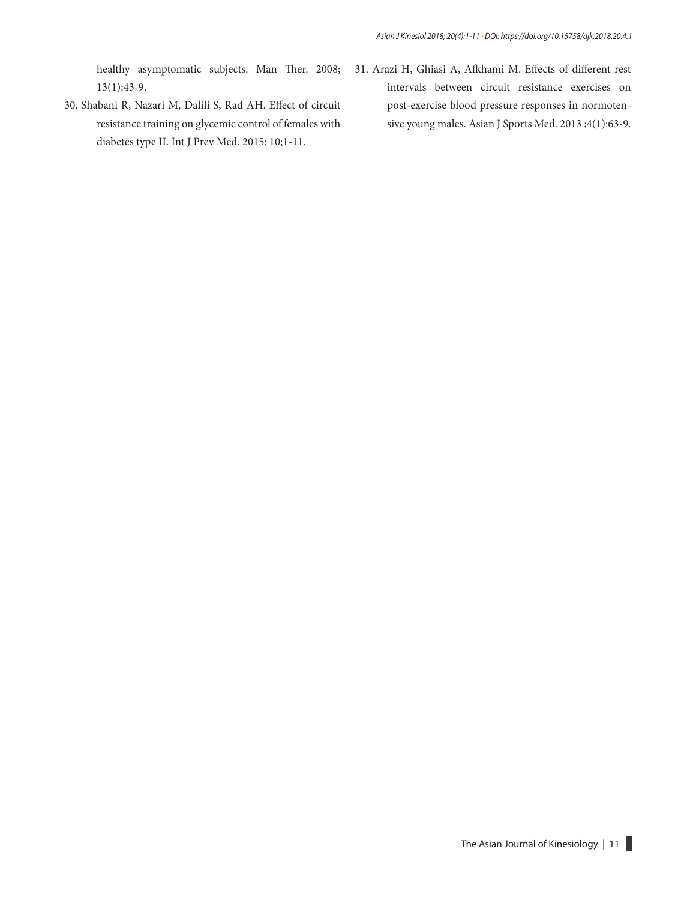healthy asymptomatic subjects. Man Ther. 2008; 13(1):43-9.

30. Shabani R, Nazari M, Dalili S, Rad AH. Effect of circuit resistance training on glycemic control of females with diabetes type II. Int J Prev Med. 2015: 10;1-11.

31. Arazi H, Ghiasi A, Afkhami M. Effects of different rest intervals between circuit resistance exercises on post-exercise blood pressure responses in normotensive young males. Asian J Sports Med. 2013 ;4(1):63-9.